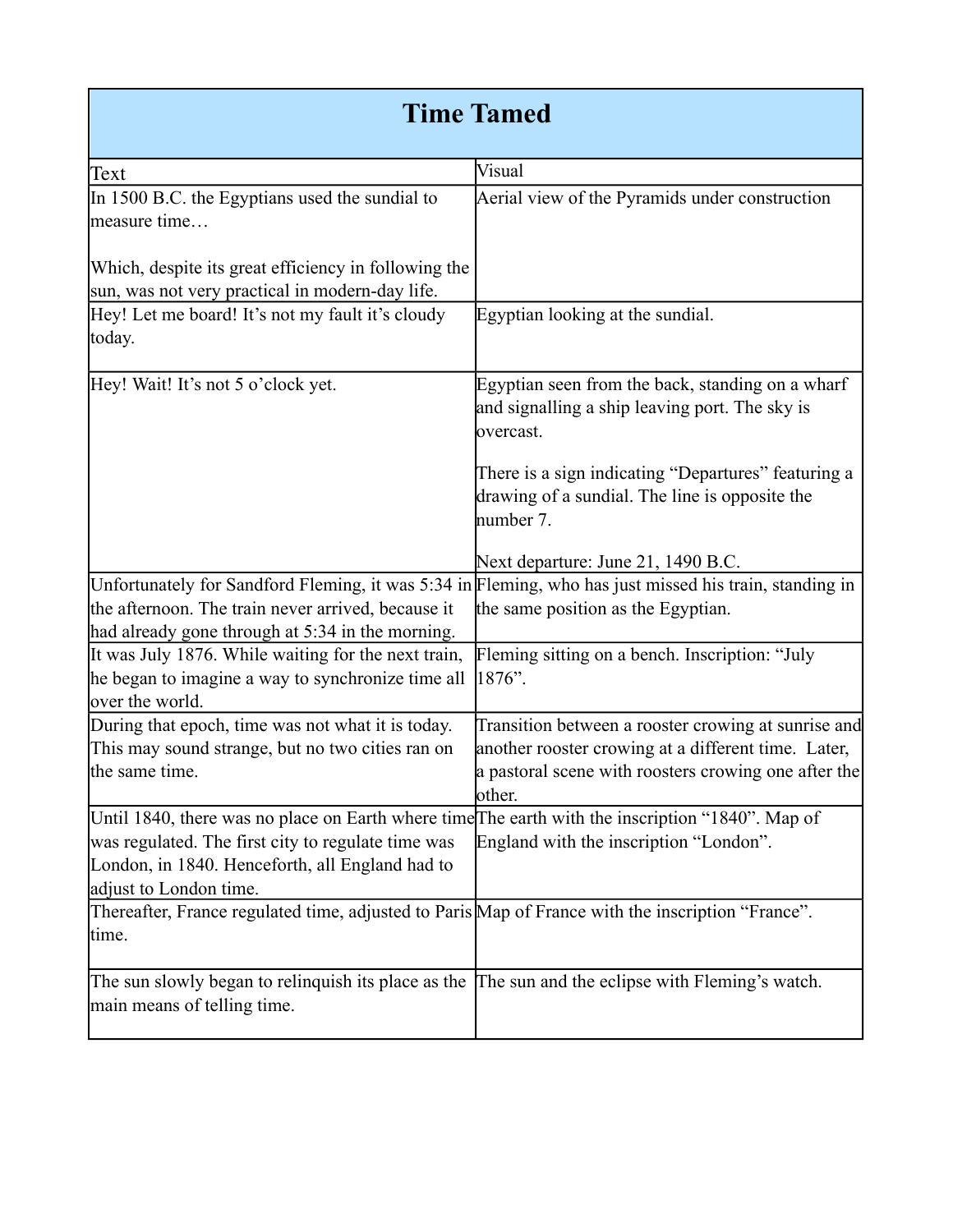| Time Tamed | |
|---|---|
| Text | Visual |
| In 1500 B.C. the Egyptians used the sundial to measure time…<br><br>Which, despite its great efficiency in following the sun, was not very practical in modern-day life. | Aerial view of the Pyramids under construction |
| Hey! Let me board! It's not my fault it's cloudy today. | Egyptian looking at the sundial. |
| Hey! Wait! It's not 5 o'clock yet. | Egyptian seen from the back, standing on a wharf and signalling a ship leaving port. The sky is overcast.<br><br>There is a sign indicating "Departures" featuring a drawing of a sundial. The line is opposite the number 7.<br><br>Next departure: June 21, 1490 B.C. |
| Unfortunately for Sandford Fleming, it was 5:34 in the afternoon. The train never arrived, because it had already gone through at 5:34 in the morning. | Fleming, who has just missed his train, standing in the same position as the Egyptian. |
| It was July 1876. While waiting for the next train, he began to imagine a way to synchronize time all over the world. | Fleming sitting on a bench. Inscription: "July 1876". |
| During that epoch, time was not what it is today. This may sound strange, but no two cities ran on the same time. | Transition between a rooster crowing at sunrise and another rooster crowing at a different time. Later, a pastoral scene with roosters crowing one after the other. |
| Until 1840, there was no place on Earth where time was regulated. The first city to regulate time was London, in 1840. Henceforth, all England had to adjust to London time. | The earth with the inscription "1840". Map of England with the inscription "London". |
| Thereafter, France regulated time, adjusted to Paris time. | Map of France with the inscription "France". |
| The sun slowly began to relinquish its place as the main means of telling time. | The sun and the eclipse with Fleming's watch. |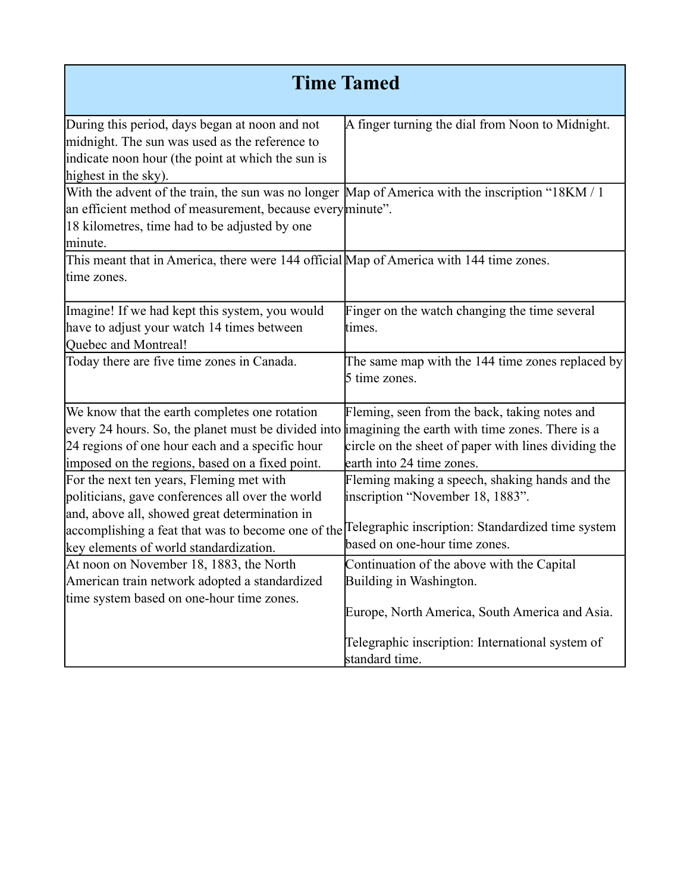| Time Tamed | |
|---|---|
| During this period, days began at noon and not midnight. The sun was used as the reference to indicate noon hour (the point at which the sun is highest in the sky). | A finger turning the dial from Noon to Midnight. |
| With the advent of the train, the sun was no longer an efficient method of measurement, because every 18 kilometres, time had to be adjusted by one minute. | Map of America with the inscription "18KM / 1 minute". |
| This meant that in America, there were 144 official time zones. | Map of America with 144 time zones. |
| Imagine! If we had kept this system, you would have to adjust your watch 14 times between Quebec and Montreal! | Finger on the watch changing the time several times. |
| Today there are five time zones in Canada. | The same map with the 144 time zones replaced by 5 time zones. |
| We know that the earth completes one rotation every 24 hours. So, the planet must be divided into 24 regions of one hour each and a specific hour imposed on the regions, based on a fixed point. | Fleming, seen from the back, taking notes and imagining the earth with time zones. There is a circle on the sheet of paper with lines dividing the earth into 24 time zones. |
| For the next ten years, Fleming met with politicians, gave conferences all over the world and, above all, showed great determination in accomplishing a feat that was to become one of the key elements of world standardization. | Fleming making a speech, shaking hands and the inscription "November 18, 1883".<br><br>Telegraphic inscription: Standardized time system based on one-hour time zones. |
| At noon on November 18, 1883, the North American train network adopted a standardized time system based on one-hour time zones. | Continuation of the above with the Capital Building in Washington.<br><br>Europe, North America, South America and Asia.<br><br>Telegraphic inscription: International system of standard time. |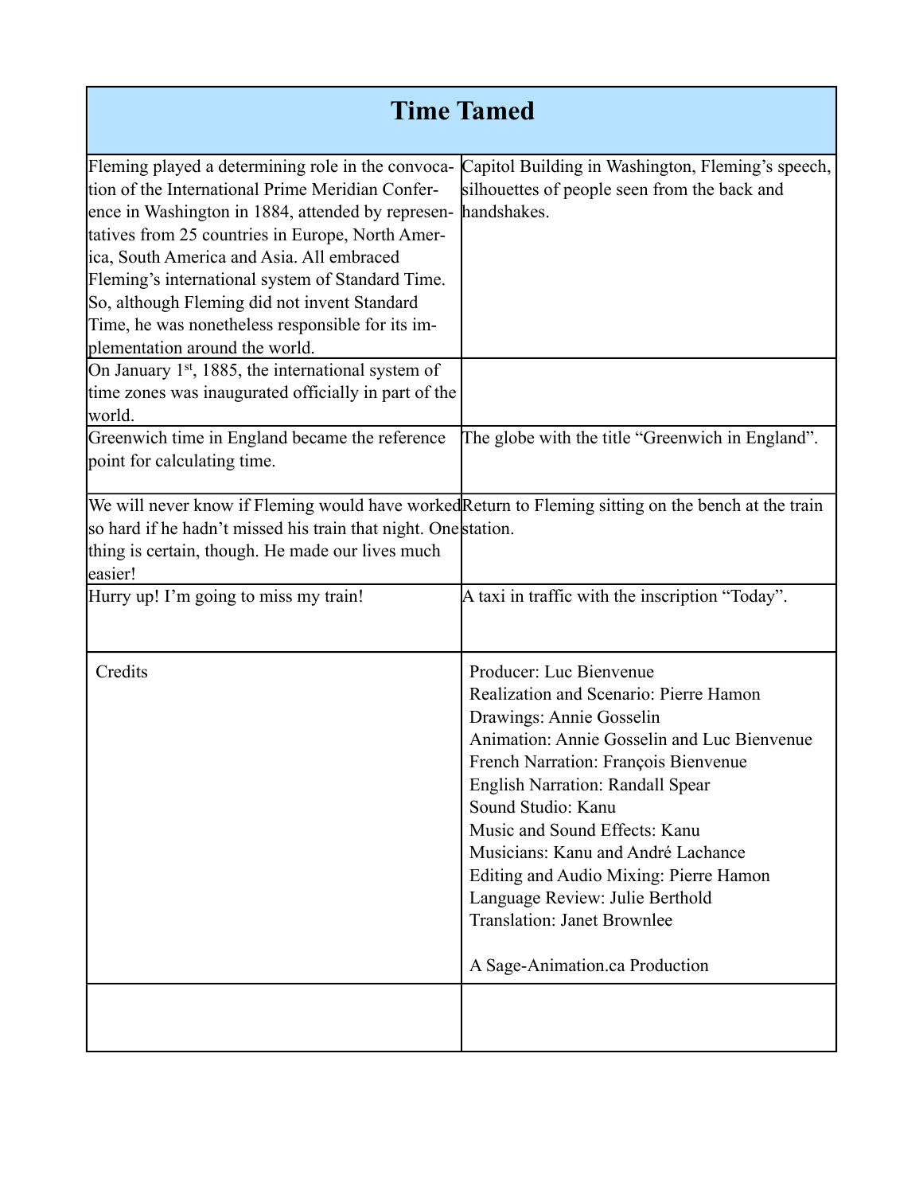| Time Tamed | |
|---|---|
| Fleming played a determining role in the convocation of the International Prime Meridian Conference in Washington in 1884, attended by representatives from 25 countries in Europe, North America, South America and Asia. All embraced Fleming's international system of Standard Time. So, although Fleming did not invent Standard Time, he was nonetheless responsible for its implementation around the world. | Capitol Building in Washington, Fleming's speech, silhouettes of people seen from the back and handshakes. |
| On January 1st, 1885, the international system of time zones was inaugurated officially in part of the world. | |
| Greenwich time in England became the reference point for calculating time. | The globe with the title "Greenwich in England". |
| We will never know if Fleming would have worked so hard if he hadn't missed his train that night. One thing is certain, though. He made our lives much easier! | Return to Fleming sitting on the bench at the train station. |
| Hurry up! I'm going to miss my train! | A taxi in traffic with the inscription "Today". |
| Credits | Producer: Luc Bienvenue<br>Realization and Scenario: Pierre Hamon<br>Drawings: Annie Gosselin<br>Animation: Annie Gosselin and Luc Bienvenue<br>French Narration: François Bienvenue<br>English Narration: Randall Spear<br>Sound Studio: Kanu<br>Music and Sound Effects: Kanu<br>Musicians: Kanu and André Lachance<br>Editing and Audio Mixing: Pierre Hamon<br>Language Review: Julie Berthold<br>Translation: Janet Brownlee<br><br>A Sage-Animation.ca Production |
| | |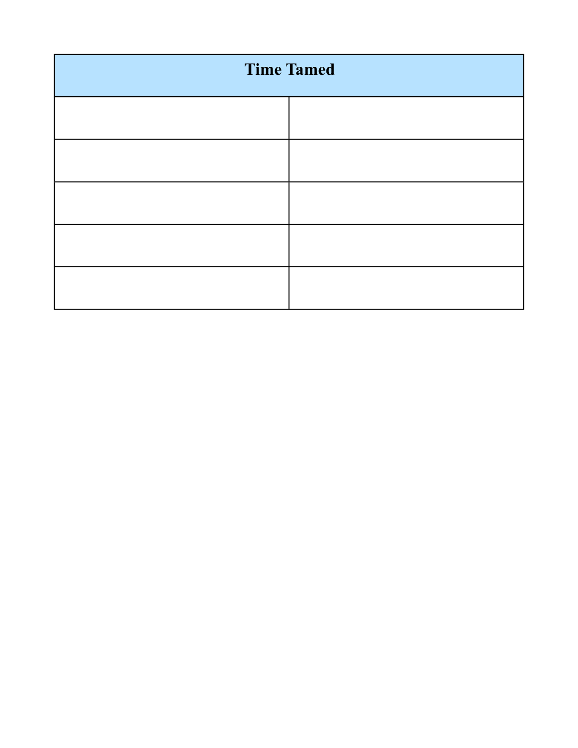| Time Tamed | |
|---|---|
| | |
| | |
| | |
| | |
| | |